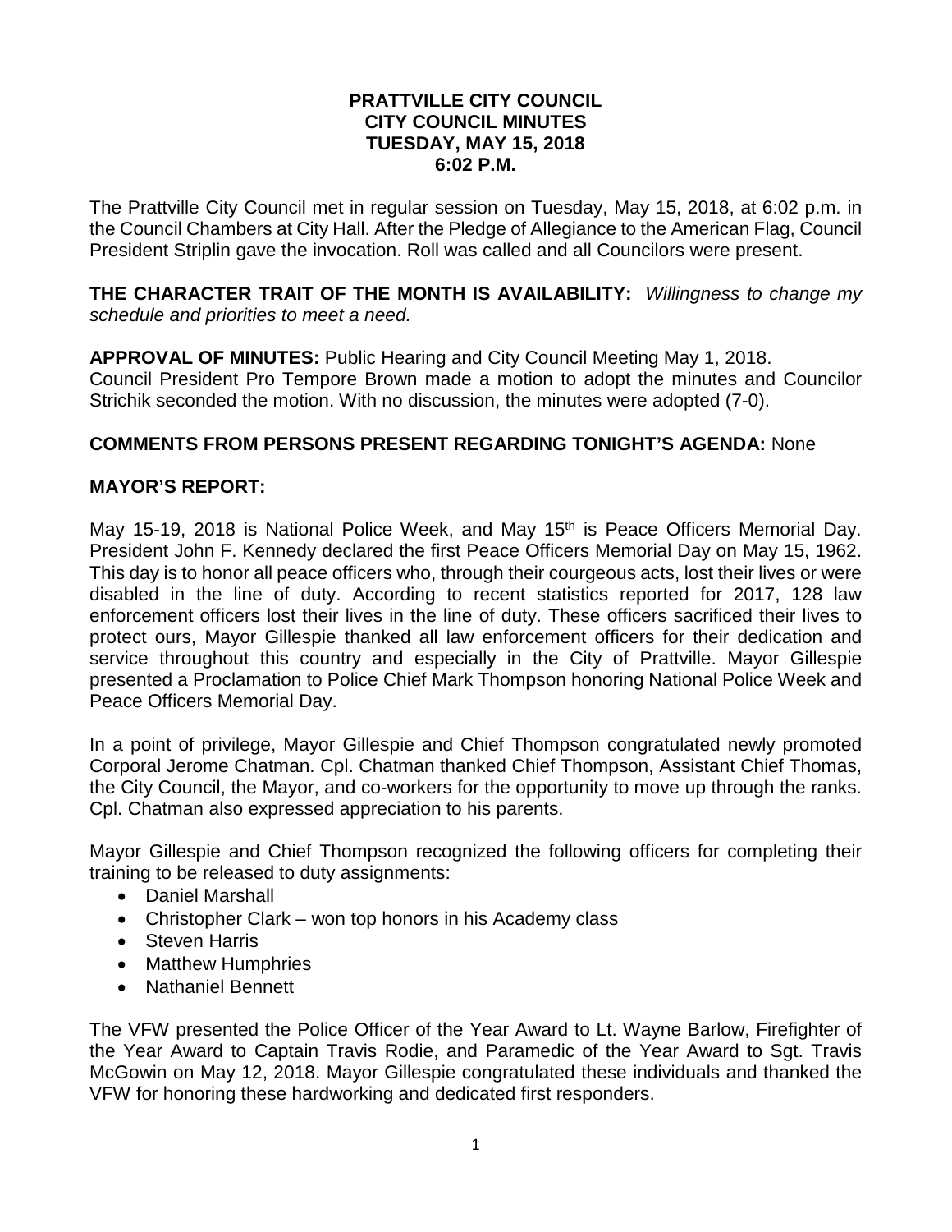**PRATTVILLE CITY COUNCIL**
**CITY COUNCIL MINUTES**
**TUESDAY, MAY 15, 2018**
**6:02 P.M.**

The Prattville City Council met in regular session on Tuesday, May 15, 2018, at 6:02 p.m. in the Council Chambers at City Hall. After the Pledge of Allegiance to the American Flag, Council President Striplin gave the invocation. Roll was called and all Councilors were present.

**THE CHARACTER TRAIT OF THE MONTH IS AVAILABILITY:** *Willingness to change my schedule and priorities to meet a need.*

**APPROVAL OF MINUTES:** Public Hearing and City Council Meeting May 1, 2018.
Council President Pro Tempore Brown made a motion to adopt the minutes and Councilor Strichik seconded the motion. With no discussion, the minutes were adopted (7-0).

**COMMENTS FROM PERSONS PRESENT REGARDING TONIGHT'S AGENDA:** None

**MAYOR'S REPORT:**

May 15-19, 2018 is National Police Week, and May 15th is Peace Officers Memorial Day. President John F. Kennedy declared the first Peace Officers Memorial Day on May 15, 1962. This day is to honor all peace officers who, through their courgeous acts, lost their lives or were disabled in the line of duty. According to recent statistics reported for 2017, 128 law enforcement officers lost their lives in the line of duty. These officers sacrificed their lives to protect ours, Mayor Gillespie thanked all law enforcement officers for their dedication and service throughout this country and especially in the City of Prattville. Mayor Gillespie presented a Proclamation to Police Chief Mark Thompson honoring National Police Week and Peace Officers Memorial Day.

In a point of privilege, Mayor Gillespie and Chief Thompson congratulated newly promoted Corporal Jerome Chatman. Cpl. Chatman thanked Chief Thompson, Assistant Chief Thomas, the City Council, the Mayor, and co-workers for the opportunity to move up through the ranks. Cpl. Chatman also expressed appreciation to his parents.

Mayor Gillespie and Chief Thompson recognized the following officers for completing their training to be released to duty assignments:

- Daniel Marshall
- Christopher Clark – won top honors in his Academy class
- Steven Harris
- Matthew Humphries
- Nathaniel Bennett

The VFW presented the Police Officer of the Year Award to Lt. Wayne Barlow, Firefighter of the Year Award to Captain Travis Rodie, and Paramedic of the Year Award to Sgt. Travis McGowin on May 12, 2018. Mayor Gillespie congratulated these individuals and thanked the VFW for honoring these hardworking and dedicated first responders.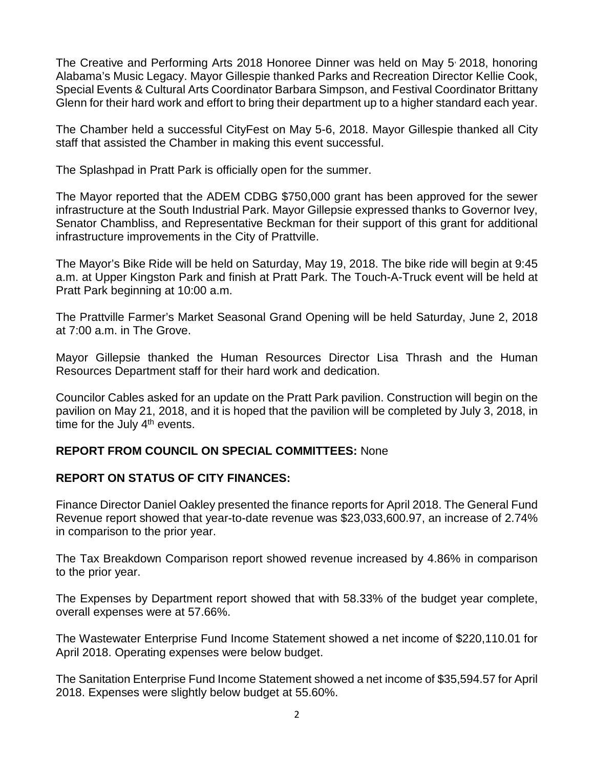The Creative and Performing Arts 2018 Honoree Dinner was held on May 5, 2018, honoring Alabama's Music Legacy. Mayor Gillespie thanked Parks and Recreation Director Kellie Cook, Special Events & Cultural Arts Coordinator Barbara Simpson, and Festival Coordinator Brittany Glenn for their hard work and effort to bring their department up to a higher standard each year.

The Chamber held a successful CityFest on May 5-6, 2018. Mayor Gillespie thanked all City staff that assisted the Chamber in making this event successful.

The Splashpad in Pratt Park is officially open for the summer.

The Mayor reported that the ADEM CDBG $750,000 grant has been approved for the sewer infrastructure at the South Industrial Park. Mayor Gillespie expressed thanks to Governor Ivey, Senator Chambliss, and Representative Beckman for their support of this grant for additional infrastructure improvements in the City of Prattville.

The Mayor's Bike Ride will be held on Saturday, May 19, 2018. The bike ride will begin at 9:45 a.m. at Upper Kingston Park and finish at Pratt Park. The Touch-A-Truck event will be held at Pratt Park beginning at 10:00 a.m.

The Prattville Farmer's Market Seasonal Grand Opening will be held Saturday, June 2, 2018 at 7:00 a.m. in The Grove.

Mayor Gillespie thanked the Human Resources Director Lisa Thrash and the Human Resources Department staff for their hard work and dedication.

Councilor Cables asked for an update on the Pratt Park pavilion. Construction will begin on the pavilion on May 21, 2018, and it is hoped that the pavilion will be completed by July 3, 2018, in time for the July 4th events.

**REPORT FROM COUNCIL ON SPECIAL COMMITTEES:** None

**REPORT ON STATUS OF CITY FINANCES:**

Finance Director Daniel Oakley presented the finance reports for April 2018. The General Fund Revenue report showed that year-to-date revenue was $23,033,600.97, an increase of 2.74% in comparison to the prior year.

The Tax Breakdown Comparison report showed revenue increased by 4.86% in comparison to the prior year.

The Expenses by Department report showed that with 58.33% of the budget year complete, overall expenses were at 57.66%.

The Wastewater Enterprise Fund Income Statement showed a net income of $220,110.01 for April 2018. Operating expenses were below budget.

The Sanitation Enterprise Fund Income Statement showed a net income of $35,594.57 for April 2018. Expenses were slightly below budget at 55.60%.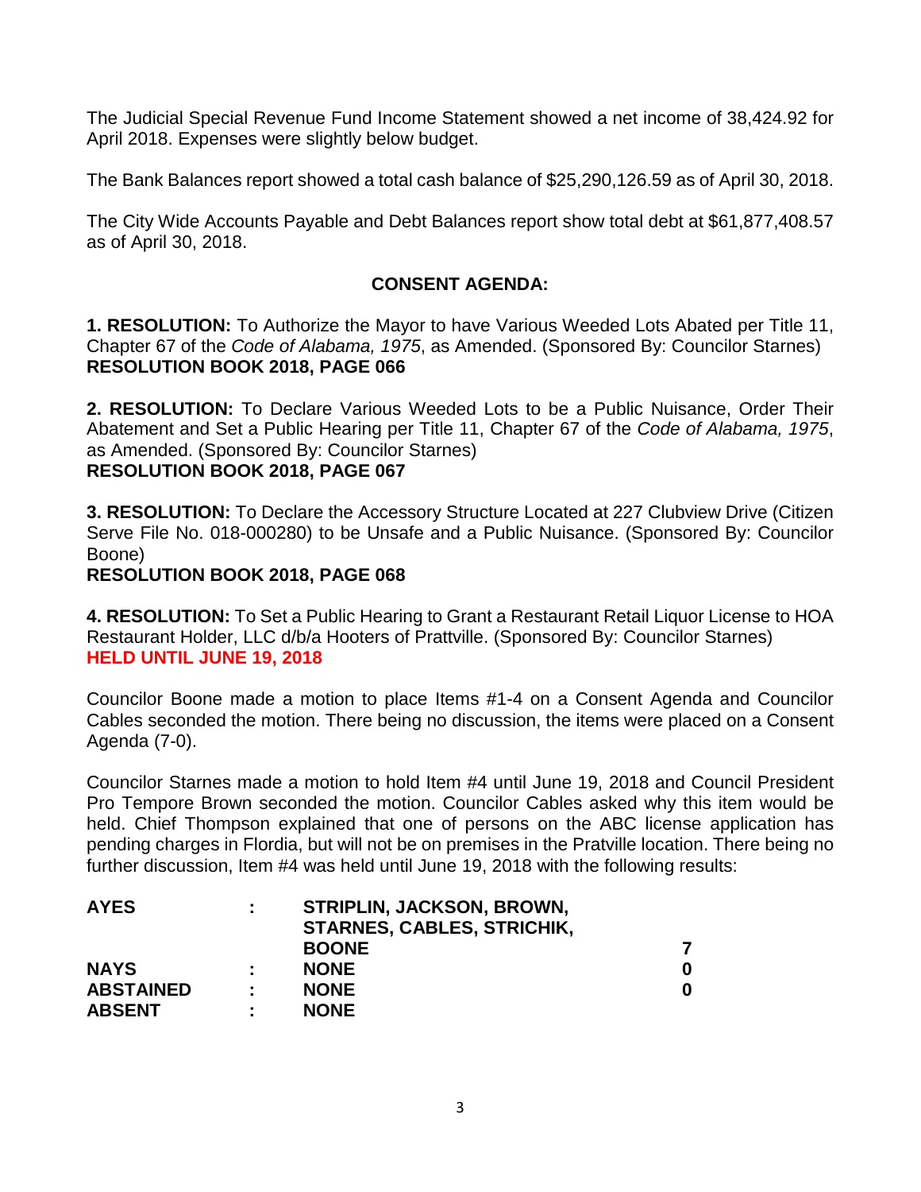The Judicial Special Revenue Fund Income Statement showed a net income of 38,424.92 for April 2018. Expenses were slightly below budget.

The Bank Balances report showed a total cash balance of $25,290,126.59 as of April 30, 2018.

The City Wide Accounts Payable and Debt Balances report show total debt at $61,877,408.57 as of April 30, 2018.

## CONSENT AGENDA:

**1. RESOLUTION:** To Authorize the Mayor to have Various Weeded Lots Abated per Title 11, Chapter 67 of the *Code of Alabama, 1975*, as Amended. (Sponsored By: Councilor Starnes)
**RESOLUTION BOOK 2018, PAGE 066**

**2. RESOLUTION:** To Declare Various Weeded Lots to be a Public Nuisance, Order Their Abatement and Set a Public Hearing per Title 11, Chapter 67 of the *Code of Alabama, 1975*, as Amended. (Sponsored By: Councilor Starnes)
**RESOLUTION BOOK 2018, PAGE 067**

**3. RESOLUTION:** To Declare the Accessory Structure Located at 227 Clubview Drive (Citizen Serve File No. 018-000280) to be Unsafe and a Public Nuisance. (Sponsored By: Councilor Boone)
**RESOLUTION BOOK 2018, PAGE 068**

**4. RESOLUTION:** To Set a Public Hearing to Grant a Restaurant Retail Liquor License to HOA Restaurant Holder, LLC d/b/a Hooters of Prattville. (Sponsored By: Councilor Starnes)
**HELD UNTIL JUNE 19, 2018**

Councilor Boone made a motion to place Items #1-4 on a Consent Agenda and Councilor Cables seconded the motion. There being no discussion, the items were placed on a Consent Agenda (7-0).

Councilor Starnes made a motion to hold Item #4 until June 19, 2018 and Council President Pro Tempore Brown seconded the motion. Councilor Cables asked why this item would be held. Chief Thompson explained that one of persons on the ABC license application has pending charges in Flordia, but will not be on premises in the Pratville location. There being no further discussion, Item #4 was held until June 19, 2018 with the following results:

| | | | |
|---|---|---|---|
| **AYES** | **:** | **STRIPLIN, JACKSON, BROWN, STARNES, CABLES, STRICHIK, BOONE** | **7** |
| **NAYS** | **:** | **NONE** | **0** |
| **ABSTAINED** | **:** | **NONE** | **0** |
| **ABSENT** | **:** | **NONE** | |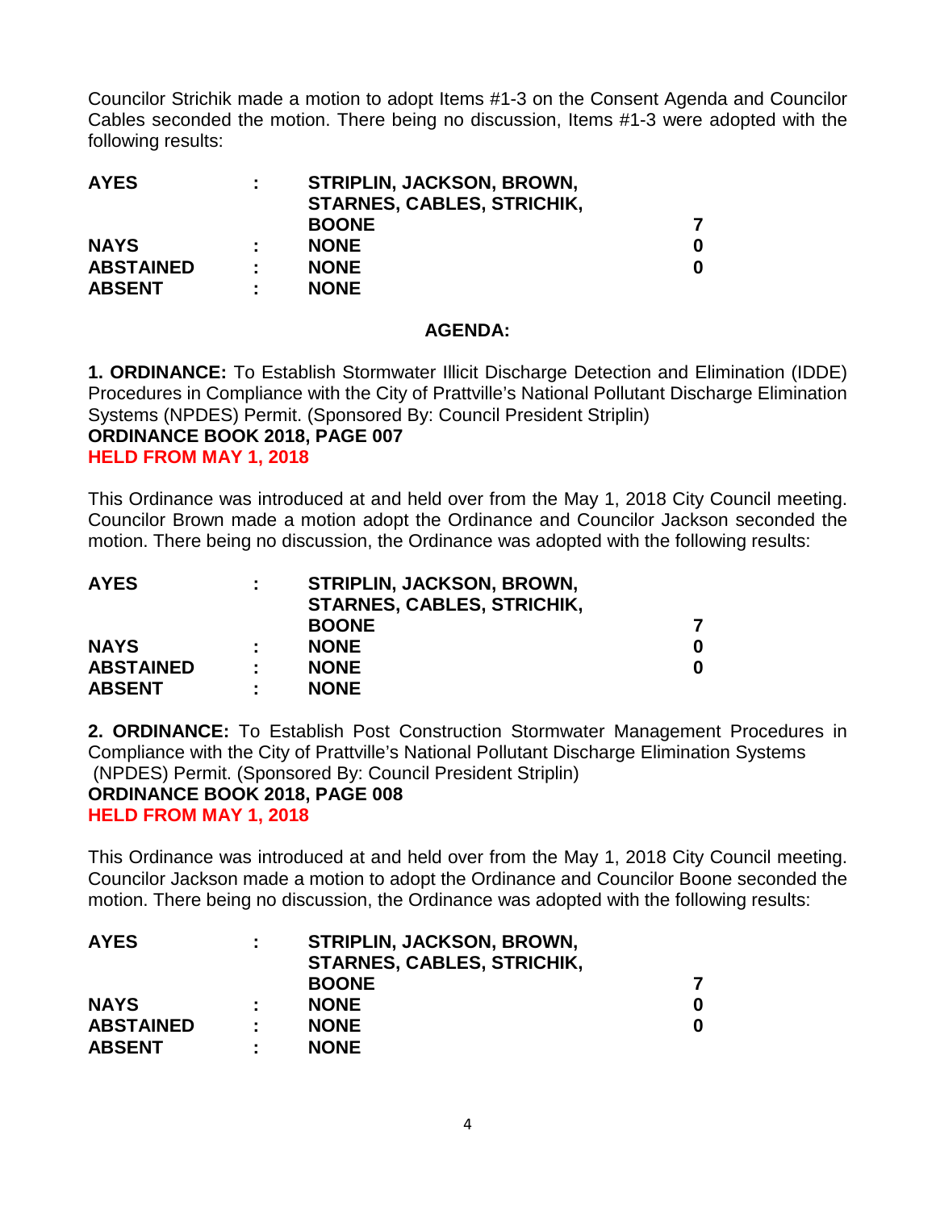Councilor Strichik made a motion to adopt Items #1-3 on the Consent Agenda and Councilor Cables seconded the motion. There being no discussion, Items #1-3 were adopted with the following results:

| | | | |
|---|---|---|---|
| **AYES** | **:** | **STRIPLIN, JACKSON, BROWN, STARNES, CABLES, STRICHIK, BOONE** | **7** |
| **NAYS** | **:** | **NONE** | **0** |
| **ABSTAINED** | **:** | **NONE** | **0** |
| **ABSENT** | **:** | **NONE** | |

## AGENDA:

**1. ORDINANCE:** To Establish Stormwater Illicit Discharge Detection and Elimination (IDDE) Procedures in Compliance with the City of Prattville's National Pollutant Discharge Elimination Systems (NPDES) Permit. (Sponsored By: Council President Striplin)
**ORDINANCE BOOK 2018, PAGE 007**
**HELD FROM MAY 1, 2018**

This Ordinance was introduced at and held over from the May 1, 2018 City Council meeting. Councilor Brown made a motion adopt the Ordinance and Councilor Jackson seconded the motion. There being no discussion, the Ordinance was adopted with the following results:

| | | | |
|---|---|---|---|
| **AYES** | **:** | **STRIPLIN, JACKSON, BROWN, STARNES, CABLES, STRICHIK, BOONE** | **7** |
| **NAYS** | **:** | **NONE** | **0** |
| **ABSTAINED** | **:** | **NONE** | **0** |
| **ABSENT** | **:** | **NONE** | |

**2. ORDINANCE:** To Establish Post Construction Stormwater Management Procedures in Compliance with the City of Prattville's National Pollutant Discharge Elimination Systems (NPDES) Permit. (Sponsored By: Council President Striplin)
**ORDINANCE BOOK 2018, PAGE 008**
**HELD FROM MAY 1, 2018**

This Ordinance was introduced at and held over from the May 1, 2018 City Council meeting. Councilor Jackson made a motion to adopt the Ordinance and Councilor Boone seconded the motion. There being no discussion, the Ordinance was adopted with the following results:

| | | | |
|---|---|---|---|
| **AYES** | **:** | **STRIPLIN, JACKSON, BROWN, STARNES, CABLES, STRICHIK, BOONE** | **7** |
| **NAYS** | **:** | **NONE** | **0** |
| **ABSTAINED** | **:** | **NONE** | **0** |
| **ABSENT** | **:** | **NONE** | |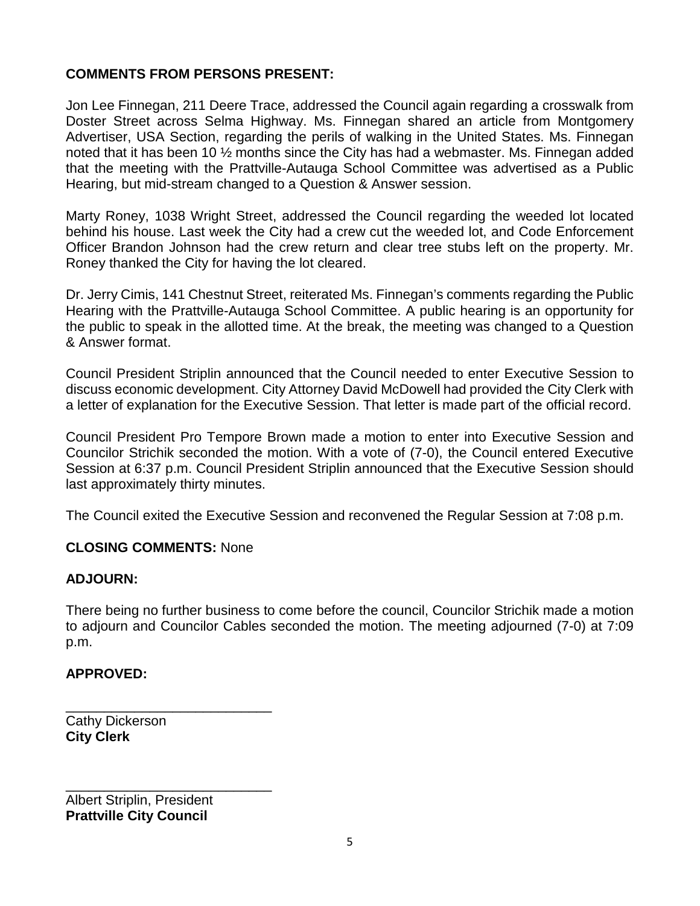**COMMENTS FROM PERSONS PRESENT:**

Jon Lee Finnegan, 211 Deere Trace, addressed the Council again regarding a crosswalk from Doster Street across Selma Highway. Ms. Finnegan shared an article from Montgomery Advertiser, USA Section, regarding the perils of walking in the United States. Ms. Finnegan noted that it has been 10 ½ months since the City has had a webmaster. Ms. Finnegan added that the meeting with the Prattville-Autauga School Committee was advertised as a Public Hearing, but mid-stream changed to a Question & Answer session.

Marty Roney, 1038 Wright Street, addressed the Council regarding the weeded lot located behind his house. Last week the City had a crew cut the weeded lot, and Code Enforcement Officer Brandon Johnson had the crew return and clear tree stubs left on the property. Mr. Roney thanked the City for having the lot cleared.

Dr. Jerry Cimis, 141 Chestnut Street, reiterated Ms. Finnegan's comments regarding the Public Hearing with the Prattville-Autauga School Committee. A public hearing is an opportunity for the public to speak in the allotted time. At the break, the meeting was changed to a Question & Answer format.

Council President Striplin announced that the Council needed to enter Executive Session to discuss economic development. City Attorney David McDowell had provided the City Clerk with a letter of explanation for the Executive Session. That letter is made part of the official record.

Council President Pro Tempore Brown made a motion to enter into Executive Session and Councilor Strichik seconded the motion. With a vote of (7-0), the Council entered Executive Session at 6:37 p.m. Council President Striplin announced that the Executive Session should last approximately thirty minutes.

The Council exited the Executive Session and reconvened the Regular Session at 7:08 p.m.

**CLOSING COMMENTS:** None

**ADJOURN:**

There being no further business to come before the council, Councilor Strichik made a motion to adjourn and Councilor Cables seconded the motion. The meeting adjourned (7-0) at 7:09 p.m.

**APPROVED:**

\_\_\_\_\_\_\_\_\_\_\_\_\_\_\_\_\_\_\_\_\_\_\_\_\_\_\_\_

Cathy Dickerson
**City Clerk**

\_\_\_\_\_\_\_\_\_\_\_\_\_\_\_\_\_\_\_\_\_\_\_\_\_\_\_\_

Albert Striplin, President
**Prattville City Council**